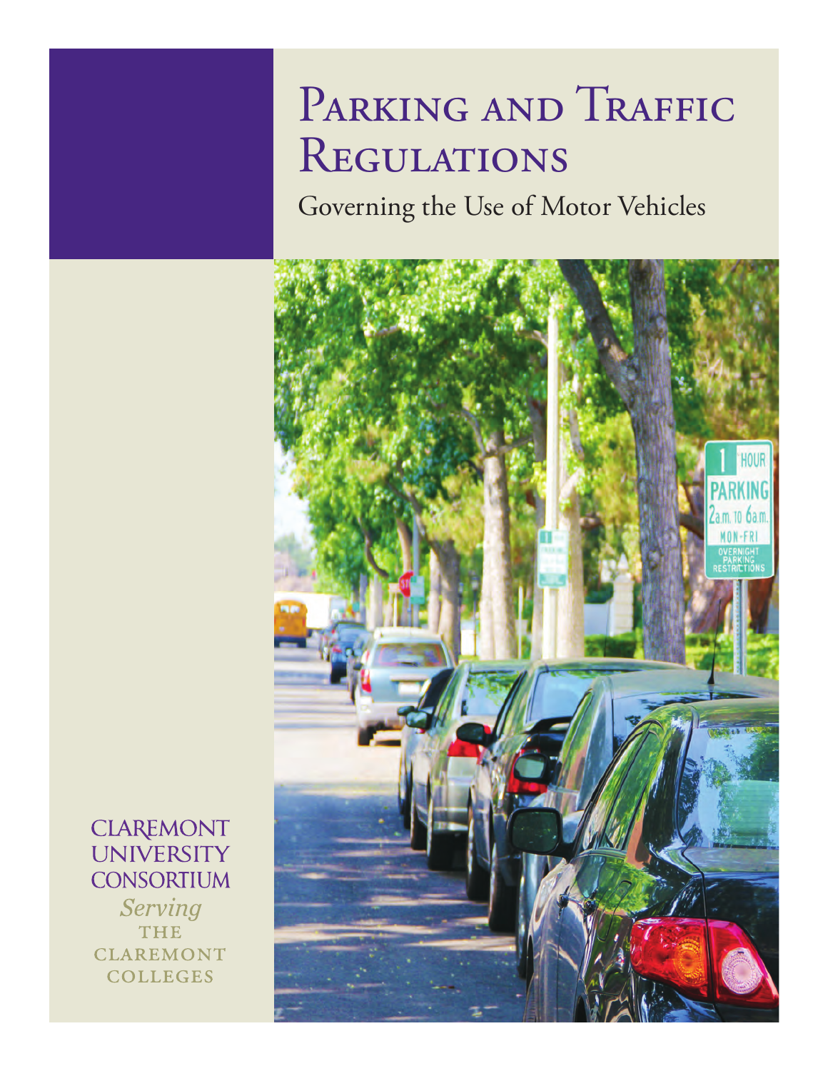# Parking and Traffic Regulations

## Governing the Use of Motor Vehicles

CLAREMONT UNIVERSITY CONSORTIUM

*Serving*

THE CLAREMONT COLLEGES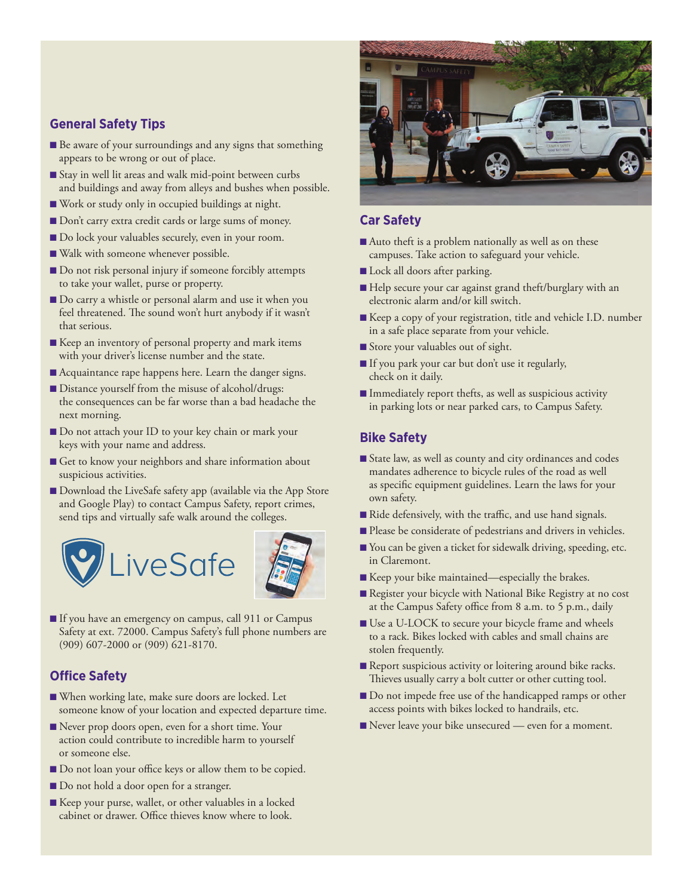## General Safety Tips

- Be aware of your surroundings and any signs that something appears to be wrong or out of place.
- Stay in well lit areas and walk mid-point between curbs and buildings and away from alleys and bushes when possible.
- Work or study only in occupied buildings at night.
- Don't carry extra credit cards or large sums of money.
- Do lock your valuables securely, even in your room.
- Walk with someone whenever possible.
- Do not risk personal injury if someone forcibly attempts to take your wallet, purse or property.
- Do carry a whistle or personal alarm and use it when you feel threatened. The sound won't hurt anybody if it wasn't that serious.
- Keep an inventory of personal property and mark items with your driver's license number and the state.
- Acquaintance rape happens here. Learn the danger signs.
- Distance yourself from the misuse of alcohol/drugs: the consequences can be far worse than a bad headache the next morning.
- Do not attach your ID to your key chain or mark your keys with your name and address.
- Get to know your neighbors and share information about suspicious activities.
- Download the LiveSafe safety app (available via the App Store and Google Play) to contact Campus Safety, report crimes, send tips and virtually safe walk around the colleges.

LiveSafe

- If you have an emergency on campus, call 911 or Campus Safety at ext. 72000. Campus Safety's full phone numbers are (909) 607-2000 or (909) 621-8170.

## Office Safety

- When working late, make sure doors are locked. Let someone know of your location and expected departure time.
- Never prop doors open, even for a short time. Your action could contribute to incredible harm to yourself or someone else.
- Do not loan your office keys or allow them to be copied.
- Do not hold a door open for a stranger.
- Keep your purse, wallet, or other valuables in a locked cabinet or drawer. Office thieves know where to look.

## Car Safety

- Auto theft is a problem nationally as well as on these campuses. Take action to safeguard your vehicle.
- Lock all doors after parking.
- Help secure your car against grand theft/burglary with an electronic alarm and/or kill switch.
- Keep a copy of your registration, title and vehicle I.D. number in a safe place separate from your vehicle.
- Store your valuables out of sight.
- If you park your car but don't use it regularly, check on it daily.
- Immediately report thefts, as well as suspicious activity in parking lots or near parked cars, to Campus Safety.

## Bike Safety

- State law, as well as county and city ordinances and codes mandates adherence to bicycle rules of the road as well as specific equipment guidelines. Learn the laws for your own safety.
- Ride defensively, with the traffic, and use hand signals.
- Please be considerate of pedestrians and drivers in vehicles.
- You can be given a ticket for sidewalk driving, speeding, etc. in Claremont.
- Keep your bike maintained—especially the brakes.
- Register your bicycle with National Bike Registry at no cost at the Campus Safety office from 8 a.m. to 5 p.m., daily
- Use a U-LOCK to secure your bicycle frame and wheels to a rack. Bikes locked with cables and small chains are stolen frequently.
- Report suspicious activity or loitering around bike racks. Thieves usually carry a bolt cutter or other cutting tool.
- Do not impede free use of the handicapped ramps or other access points with bikes locked to handrails, etc.
- Never leave your bike unsecured — even for a moment.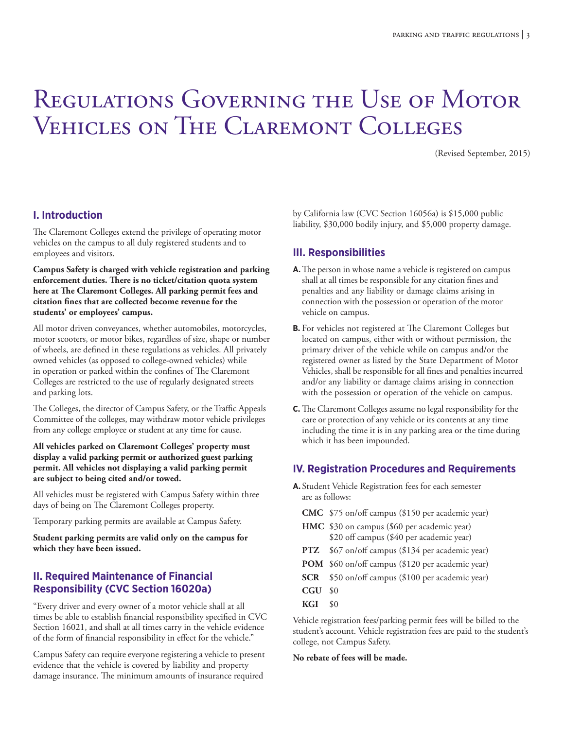# Regulations Governing the Use of Motor Vehicles on The Claremont Colleges

(Revised September, 2015)

## I. Introduction

The Claremont Colleges extend the privilege of operating motor vehicles on the campus to all duly registered students and to employees and visitors.

**Campus Safety is charged with vehicle registration and parking enforcement duties. There is no ticket/citation quota system here at The Claremont Colleges. All parking permit fees and citation fines that are collected become revenue for the students' or employees' campus.**

All motor driven conveyances, whether automobiles, motorcycles, motor scooters, or motor bikes, regardless of size, shape or number of wheels, are defined in these regulations as vehicles. All privately owned vehicles (as opposed to college-owned vehicles) while in operation or parked within the confines of The Claremont Colleges are restricted to the use of regularly designated streets and parking lots.

The Colleges, the director of Campus Safety, or the Traffic Appeals Committee of the colleges, may withdraw motor vehicle privileges from any college employee or student at any time for cause.

**All vehicles parked on Claremont Colleges' property must display a valid parking permit or authorized guest parking permit. All vehicles not displaying a valid parking permit are subject to being cited and/or towed.**

All vehicles must be registered with Campus Safety within three days of being on The Claremont Colleges property.

Temporary parking permits are available at Campus Safety.

**Student parking permits are valid only on the campus for which they have been issued.**

## II. Required Maintenance of Financial Responsibility (CVC Section 16020a)

"Every driver and every owner of a motor vehicle shall at all times be able to establish financial responsibility specified in CVC Section 16021, and shall at all times carry in the vehicle evidence of the form of financial responsibility in effect for the vehicle."

Campus Safety can require everyone registering a vehicle to present evidence that the vehicle is covered by liability and property damage insurance. The minimum amounts of insurance required by California law (CVC Section 16056a) is $15,000 public liability, $30,000 bodily injury, and $5,000 property damage.

## III. Responsibilities

**A.** The person in whose name a vehicle is registered on campus shall at all times be responsible for any citation fines and penalties and any liability or damage claims arising in connection with the possession or operation of the motor vehicle on campus.

**B.** For vehicles not registered at The Claremont Colleges but located on campus, either with or without permission, the primary driver of the vehicle while on campus and/or the registered owner as listed by the State Department of Motor Vehicles, shall be responsible for all fines and penalties incurred and/or any liability or damage claims arising in connection with the possession or operation of the vehicle on campus.

**C.** The Claremont Colleges assume no legal responsibility for the care or protection of any vehicle or its contents at any time including the time it is in any parking area or the time during which it has been impounded.

## IV. Registration Procedures and Requirements

**A.** Student Vehicle Registration fees for each semester are as follows:

| | |
|---|---|
| **CMC** | $75 on/off campus ($150 per academic year) |
| **HMC** | $30 on campus ($60 per academic year)<br>$20 off campus ($40 per academic year) |
| **PTZ** | $67 on/off campus ($134 per academic year) |
| **POM** | $60 on/off campus ($120 per academic year) |
| **SCR** | $50 on/off campus ($100 per academic year) |
| **CGU** | $0 |
| **KGI** | $0 |

Vehicle registration fees/parking permit fees will be billed to the student's account. Vehicle registration fees are paid to the student's college, not Campus Safety.

**No rebate of fees will be made.**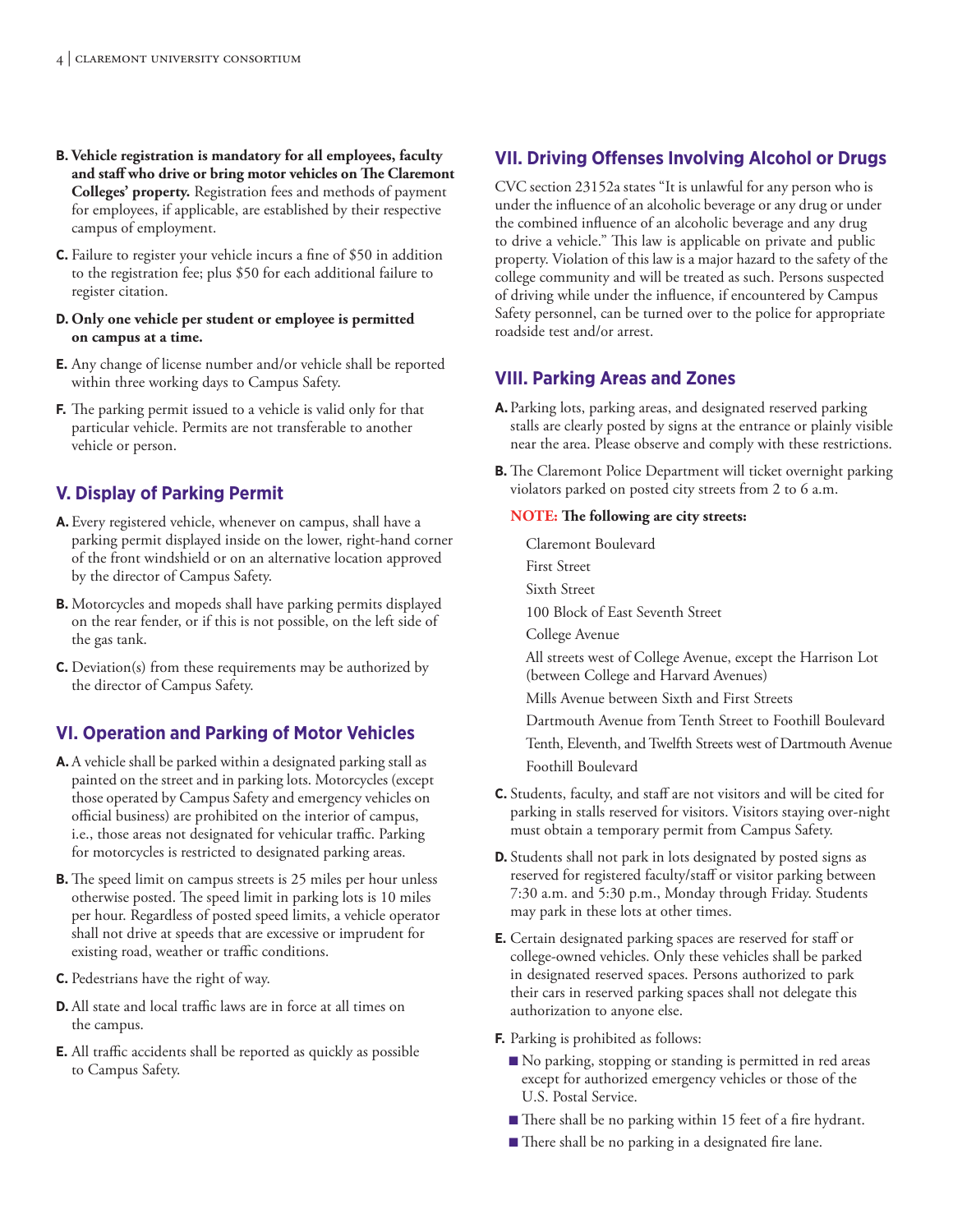**B. Vehicle registration is mandatory for all employees, faculty and staff who drive or bring motor vehicles on The Claremont Colleges' property.** Registration fees and methods of payment for employees, if applicable, are established by their respective campus of employment.

**C.** Failure to register your vehicle incurs a fine of $50 in addition to the registration fee; plus $50 for each additional failure to register citation.

**D. Only one vehicle per student or employee is permitted on campus at a time.**

**E.** Any change of license number and/or vehicle shall be reported within three working days to Campus Safety.

**F.** The parking permit issued to a vehicle is valid only for that particular vehicle. Permits are not transferable to another vehicle or person.

## V. Display of Parking Permit

**A.** Every registered vehicle, whenever on campus, shall have a parking permit displayed inside on the lower, right-hand corner of the front windshield or on an alternative location approved by the director of Campus Safety.

**B.** Motorcycles and mopeds shall have parking permits displayed on the rear fender, or if this is not possible, on the left side of the gas tank.

**C.** Deviation(s) from these requirements may be authorized by the director of Campus Safety.

## VI. Operation and Parking of Motor Vehicles

**A.** A vehicle shall be parked within a designated parking stall as painted on the street and in parking lots. Motorcycles (except those operated by Campus Safety and emergency vehicles on official business) are prohibited on the interior of campus, i.e., those areas not designated for vehicular traffic. Parking for motorcycles is restricted to designated parking areas.

**B.** The speed limit on campus streets is 25 miles per hour unless otherwise posted. The speed limit in parking lots is 10 miles per hour. Regardless of posted speed limits, a vehicle operator shall not drive at speeds that are excessive or imprudent for existing road, weather or traffic conditions.

**C.** Pedestrians have the right of way.

**D.** All state and local traffic laws are in force at all times on the campus.

**E.** All traffic accidents shall be reported as quickly as possible to Campus Safety.

## VII. Driving Offenses Involving Alcohol or Drugs

CVC section 23152a states "It is unlawful for any person who is under the influence of an alcoholic beverage or any drug or under the combined influence of an alcoholic beverage and any drug to drive a vehicle." This law is applicable on private and public property. Violation of this law is a major hazard to the safety of the college community and will be treated as such. Persons suspected of driving while under the influence, if encountered by Campus Safety personnel, can be turned over to the police for appropriate roadside test and/or arrest.

## VIII. Parking Areas and Zones

**A.** Parking lots, parking areas, and designated reserved parking stalls are clearly posted by signs at the entrance or plainly visible near the area. Please observe and comply with these restrictions.

**B.** The Claremont Police Department will ticket overnight parking violators parked on posted city streets from 2 to 6 a.m.

**NOTE: The following are city streets:**

Claremont Boulevard
First Street
Sixth Street
100 Block of East Seventh Street
College Avenue
All streets west of College Avenue, except the Harrison Lot (between College and Harvard Avenues)
Mills Avenue between Sixth and First Streets
Dartmouth Avenue from Tenth Street to Foothill Boulevard
Tenth, Eleventh, and Twelfth Streets west of Dartmouth Avenue
Foothill Boulevard

**C.** Students, faculty, and staff are not visitors and will be cited for parking in stalls reserved for visitors. Visitors staying over-night must obtain a temporary permit from Campus Safety.

**D.** Students shall not park in lots designated by posted signs as reserved for registered faculty/staff or visitor parking between 7:30 a.m. and 5:30 p.m., Monday through Friday. Students may park in these lots at other times.

**E.** Certain designated parking spaces are reserved for staff or college-owned vehicles. Only these vehicles shall be parked in designated reserved spaces. Persons authorized to park their cars in reserved parking spaces shall not delegate this authorization to anyone else.

**F.** Parking is prohibited as follows:

- No parking, stopping or standing is permitted in red areas except for authorized emergency vehicles or those of the U.S. Postal Service.
- There shall be no parking within 15 feet of a fire hydrant.
- There shall be no parking in a designated fire lane.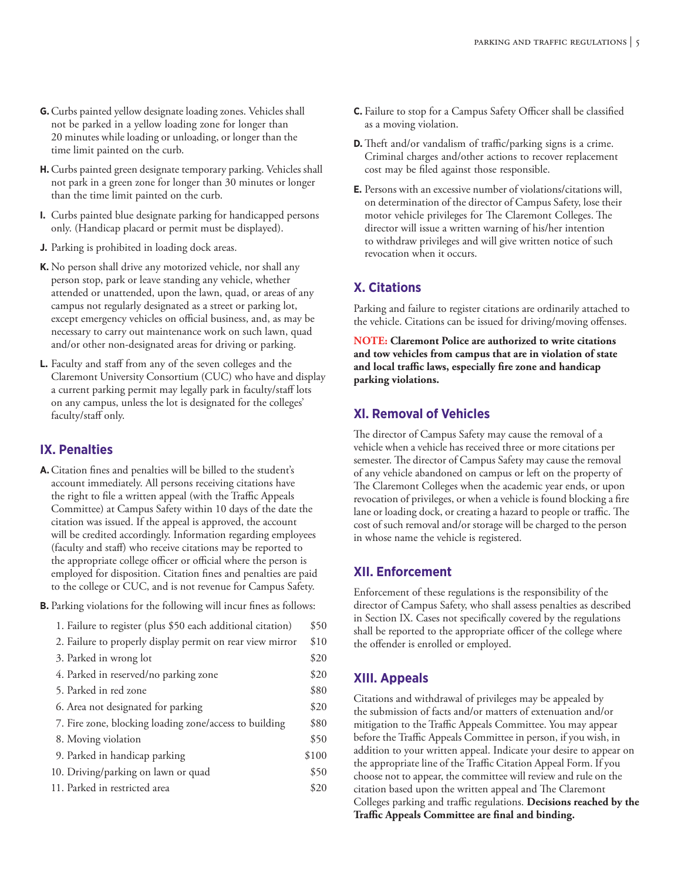**G.** Curbs painted yellow designate loading zones. Vehicles shall not be parked in a yellow loading zone for longer than 20 minutes while loading or unloading, or longer than the time limit painted on the curb.

**H.** Curbs painted green designate temporary parking. Vehicles shall not park in a green zone for longer than 30 minutes or longer than the time limit painted on the curb.

**I.** Curbs painted blue designate parking for handicapped persons only. (Handicap placard or permit must be displayed).

**J.** Parking is prohibited in loading dock areas.

**K.** No person shall drive any motorized vehicle, nor shall any person stop, park or leave standing any vehicle, whether attended or unattended, upon the lawn, quad, or areas of any campus not regularly designated as a street or parking lot, except emergency vehicles on official business, and, as may be necessary to carry out maintenance work on such lawn, quad and/or other non-designated areas for driving or parking.

**L.** Faculty and staff from any of the seven colleges and the Claremont University Consortium (CUC) who have and display a current parking permit may legally park in faculty/staff lots on any campus, unless the lot is designated for the colleges' faculty/staff only.

## IX. Penalties

**A.** Citation fines and penalties will be billed to the student's account immediately. All persons receiving citations have the right to file a written appeal (with the Traffic Appeals Committee) at Campus Safety within 10 days of the date the citation was issued. If the appeal is approved, the account will be credited accordingly. Information regarding employees (faculty and staff) who receive citations may be reported to the appropriate college officer or official where the person is employed for disposition. Citation fines and penalties are paid to the college or CUC, and is not revenue for Campus Safety.

**B.** Parking violations for the following will incur fines as follows:

| Violation | Fine |
|---|---|
| 1. Failure to register (plus $50 each additional citation) | $50 |
| 2. Failure to properly display permit on rear view mirror | $10 |
| 3. Parked in wrong lot | $20 |
| 4. Parked in reserved/no parking zone | $20 |
| 5. Parked in red zone | $80 |
| 6. Area not designated for parking | $20 |
| 7. Fire zone, blocking loading zone/access to building | $80 |
| 8. Moving violation | $50 |
| 9. Parked in handicap parking | $100 |
| 10. Driving/parking on lawn or quad | $50 |
| 11. Parked in restricted area | $20 |

**C.** Failure to stop for a Campus Safety Officer shall be classified as a moving violation.

**D.** Theft and/or vandalism of traffic/parking signs is a crime. Criminal charges and/other actions to recover replacement cost may be filed against those responsible.

**E.** Persons with an excessive number of violations/citations will, on determination of the director of Campus Safety, lose their motor vehicle privileges for The Claremont Colleges. The director will issue a written warning of his/her intention to withdraw privileges and will give written notice of such revocation when it occurs.

## X. Citations

Parking and failure to register citations are ordinarily attached to the vehicle. Citations can be issued for driving/moving offenses.

**NOTE: Claremont Police are authorized to write citations and tow vehicles from campus that are in violation of state and local traffic laws, especially fire zone and handicap parking violations.**

## XI. Removal of Vehicles

The director of Campus Safety may cause the removal of a vehicle when a vehicle has received three or more citations per semester. The director of Campus Safety may cause the removal of any vehicle abandoned on campus or left on the property of The Claremont Colleges when the academic year ends, or upon revocation of privileges, or when a vehicle is found blocking a fire lane or loading dock, or creating a hazard to people or traffic. The cost of such removal and/or storage will be charged to the person in whose name the vehicle is registered.

## XII. Enforcement

Enforcement of these regulations is the responsibility of the director of Campus Safety, who shall assess penalties as described in Section IX. Cases not specifically covered by the regulations shall be reported to the appropriate officer of the college where the offender is enrolled or employed.

## XIII. Appeals

Citations and withdrawal of privileges may be appealed by the submission of facts and/or matters of extenuation and/or mitigation to the Traffic Appeals Committee. You may appear before the Traffic Appeals Committee in person, if you wish, in addition to your written appeal. Indicate your desire to appear on the appropriate line of the Traffic Citation Appeal Form. If you choose not to appear, the committee will review and rule on the citation based upon the written appeal and The Claremont Colleges parking and traffic regulations. **Decisions reached by the Traffic Appeals Committee are final and binding.**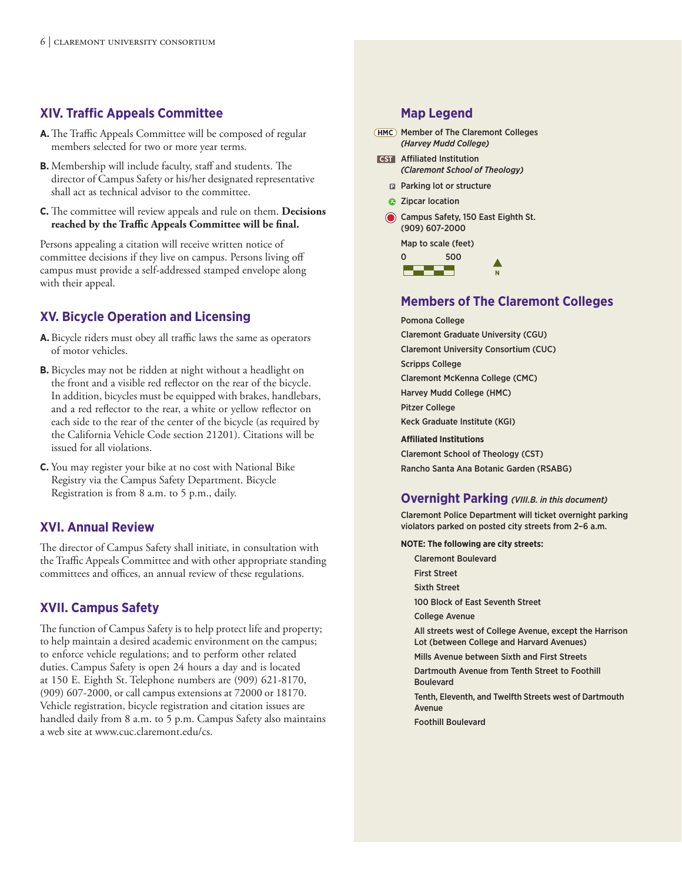## XIV. Traffic Appeals Committee

**A.** The Traffic Appeals Committee will be composed of regular members selected for two or more year terms.

**B.** Membership will include faculty, staff and students. The director of Campus Safety or his/her designated representative shall act as technical advisor to the committee.

**C.** The committee will review appeals and rule on them. **Decisions reached by the Traffic Appeals Committee will be final.**

Persons appealing a citation will receive written notice of committee decisions if they live on campus. Persons living off campus must provide a self-addressed stamped envelope along with their appeal.

## XV. Bicycle Operation and Licensing

**A.** Bicycle riders must obey all traffic laws the same as operators of motor vehicles.

**B.** Bicycles may not be ridden at night without a headlight on the front and a visible red reflector on the rear of the bicycle. In addition, bicycles must be equipped with brakes, handlebars, and a red reflector to the rear, a white or yellow reflector on each side to the rear of the center of the bicycle (as required by the California Vehicle Code section 21201). Citations will be issued for all violations.

**C.** You may register your bike at no cost with National Bike Registry via the Campus Safety Department. Bicycle Registration is from 8 a.m. to 5 p.m., daily.

## XVI. Annual Review

The director of Campus Safety shall initiate, in consultation with the Traffic Appeals Committee and with other appropriate standing committees and offices, an annual review of these regulations.

## XVII. Campus Safety

The function of Campus Safety is to help protect life and property; to help maintain a desired academic environment on the campus; to enforce vehicle regulations; and to perform other related duties. Campus Safety is open 24 hours a day and is located at 150 E. Eighth St. Telephone numbers are (909) 621-8170, (909) 607-2000, or call campus extensions at 72000 or 18170. Vehicle registration, bicycle registration and citation issues are handled daily from 8 a.m. to 5 p.m. Campus Safety also maintains a web site at www.cuc.claremont.edu/cs.

## Map Legend

HMC — Member of The Claremont Colleges *(Harvey Mudd College)*

CST — Affiliated Institution *(Claremont School of Theology)*

P — Parking lot or structure

Zipcar location

Campus Safety, 150 East Eighth St. (909) 607-2000

Map to scale (feet)

0 500

N

## Members of The Claremont Colleges

Pomona College

Claremont Graduate University (CGU)

Claremont University Consortium (CUC)

Scripps College

Claremont McKenna College (CMC)

Harvey Mudd College (HMC)

Pitzer College

Keck Graduate Institute (KGI)

**Affiliated Institutions**

Claremont School of Theology (CST)

Rancho Santa Ana Botanic Garden (RSABG)

## Overnight Parking *(VIII.B. in this document)*

Claremont Police Department will ticket overnight parking violators parked on posted city streets from 2–6 a.m.

**NOTE: The following are city streets:**

- Claremont Boulevard
- First Street
- Sixth Street
- 100 Block of East Seventh Street
- College Avenue
- All streets west of College Avenue, except the Harrison Lot (between College and Harvard Avenues)
- Mills Avenue between Sixth and First Streets
- Dartmouth Avenue from Tenth Street to Foothill Boulevard
- Tenth, Eleventh, and Twelfth Streets west of Dartmouth Avenue
- Foothill Boulevard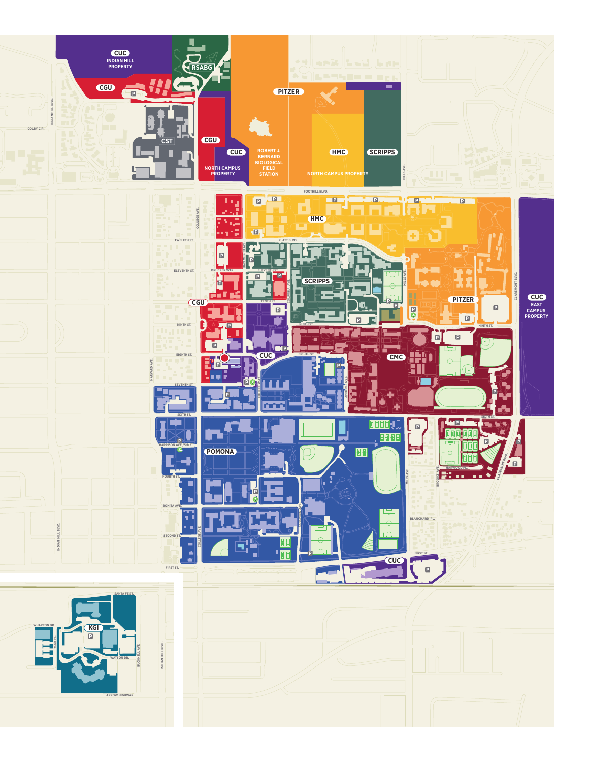CUC INDIAN HILL PROPERTY

RSABG

CGU

PITZER

CST

CGU

CUC NORTH CAMPUS PROPERTY

ROBERT J. BERNARD BIOLOGICAL FIELD STATION

HMC

SCRIPPS

NORTH CAMPUS PROPERTY

HMC

SCRIPPS

PITZER

CUC EAST CAMPUS PROPERTY

CGU

CUC

CMC

POMONA

CUC

KGI

COLBY CIR.
INDIAN HILL BLVD.
MILLS AVE.
FOOTHILL BLVD.
COLLEGE AVE.
TWELFTH ST.
PLATT BLVD.
DARTMOUTH AVE.
ELEVENTH ST.
DRUCKER WAY
COLUMBIA AVE.
TENTH ST.
NINTH ST.
EIGHTH ST.
CLAREMONT BLVD.
HARVARD AVE.
AMHERST AVE.
SEVENTH ST.
SIXTH ST.
HARRISON AVE./5th ST.
FOURTH ST.
BONITA AVE.
SECOND ST.
FIRST ST.
HARWOOD PL.
BROOKS AVE.
BLANCHARD PL.
SANTA FE ST.
WHARTON DR.
YORK PL.
WATSON DR.
BUCKNELL AVE.
ARROW HIGHWAY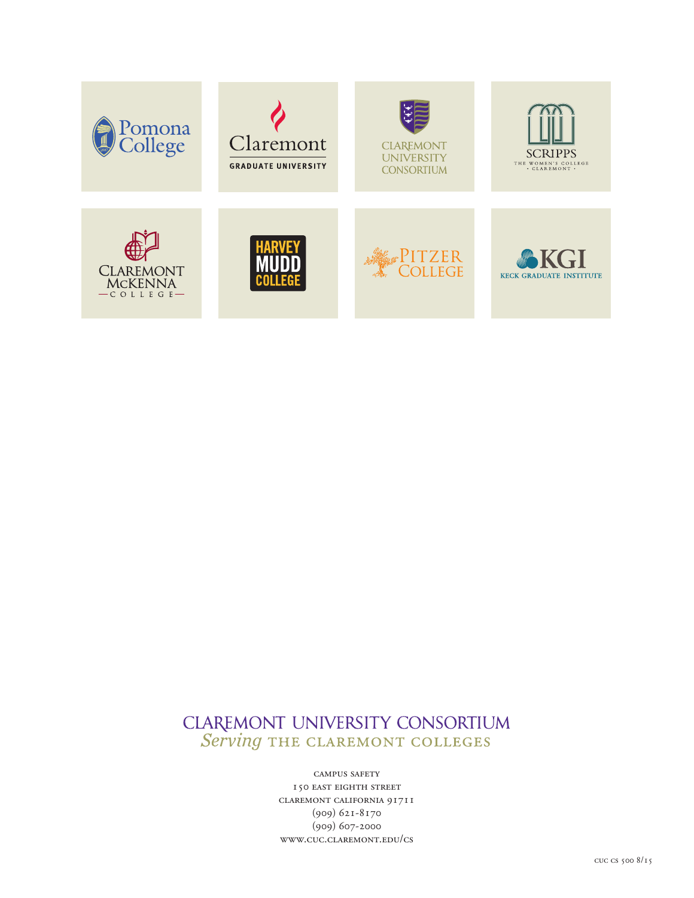Pomona College

Claremont GRADUATE UNIVERSITY

CLAREMONT UNIVERSITY CONSORTIUM

SCRIPPS THE WOMEN'S COLLEGE • CLAREMONT •

CLAREMONT MCKENNA COLLEGE

HARVEY MUDD COLLEGE

PITZER COLLEGE

KGI KECK GRADUATE INSTITUTE

CLAREMONT UNIVERSITY CONSORTIUM
*Serving* THE CLAREMONT COLLEGES

CAMPUS SAFETY
150 EAST EIGHTH STREET
CLAREMONT CALIFORNIA 91711
(909) 621-8170
(909) 607-2000
WWW.CUC.CLAREMONT.EDU/CS

CUC CS 500 8/15